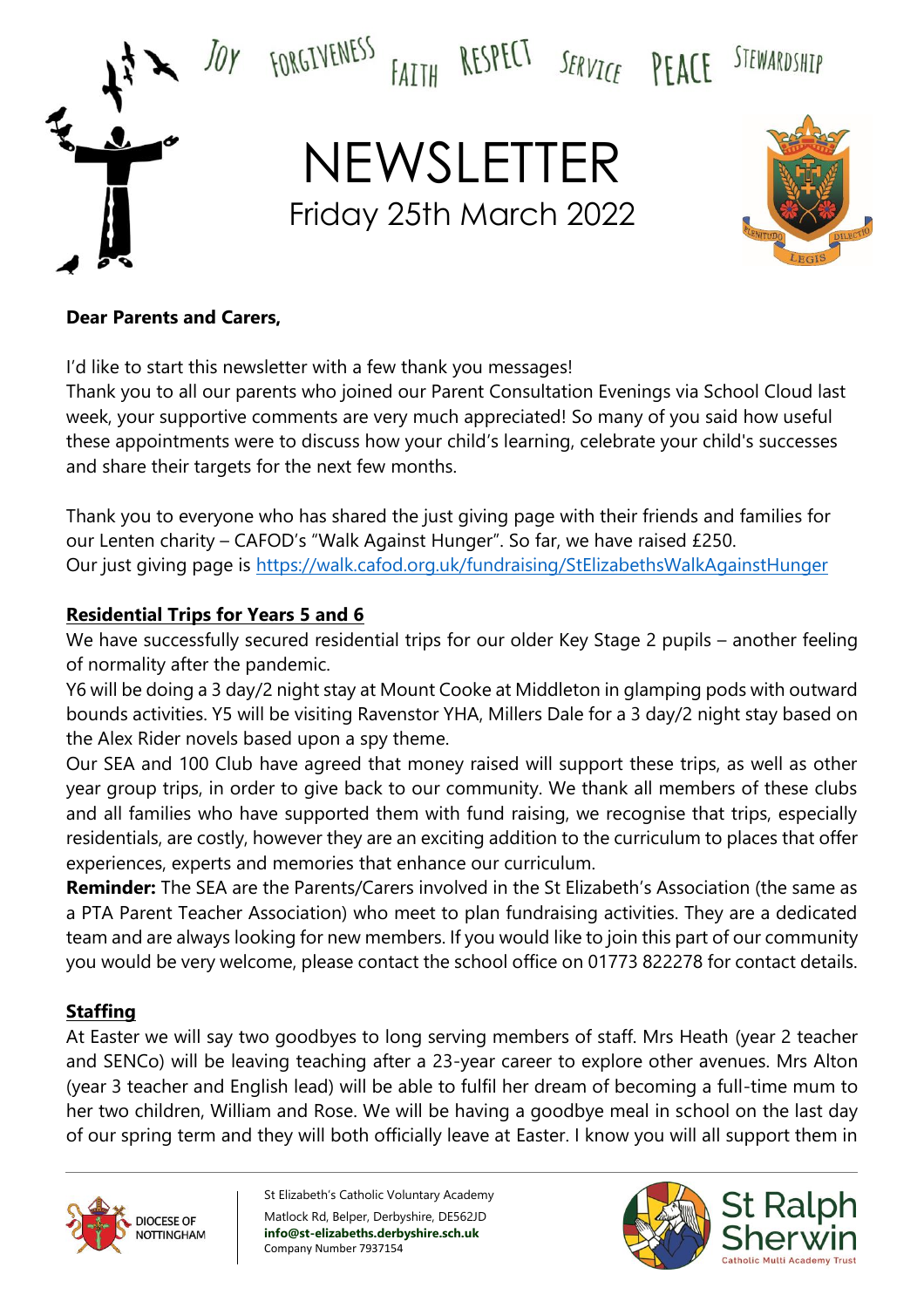JOY FORGIVENESS FAITH RESPECT SERVICE PEACE STEWARDSHIP

# NEWSLETTER

Friday 25th March 2022

**Dear Parents and Carers,**

I'd like to start this newsletter with a few thank you messages!
Thank you to all our parents who joined our Parent Consultation Evenings via School Cloud last week, your supportive comments are very much appreciated! So many of you said how useful these appointments were to discuss how your child's learning, celebrate your child's successes and share their targets for the next few months.

Thank you to everyone who has shared the just giving page with their friends and families for our Lenten charity – CAFOD's "Walk Against Hunger". So far, we have raised £250.
Our just giving page is https://walk.cafod.org.uk/fundraising/StElizabethsWalkAgainstHunger

## Residential Trips for Years 5 and 6

We have successfully secured residential trips for our older Key Stage 2 pupils – another feeling of normality after the pandemic.
Y6 will be doing a 3 day/2 night stay at Mount Cooke at Middleton in glamping pods with outward bounds activities. Y5 will be visiting Ravenstor YHA, Millers Dale for a 3 day/2 night stay based on the Alex Rider novels based upon a spy theme.
Our SEA and 100 Club have agreed that money raised will support these trips, as well as other year group trips, in order to give back to our community. We thank all members of these clubs and all families who have supported them with fund raising, we recognise that trips, especially residentials, are costly, however they are an exciting addition to the curriculum to places that offer experiences, experts and memories that enhance our curriculum.
**Reminder:** The SEA are the Parents/Carers involved in the St Elizabeth's Association (the same as a PTA Parent Teacher Association) who meet to plan fundraising activities. They are a dedicated team and are always looking for new members. If you would like to join this part of our community you would be very welcome, please contact the school office on 01773 822278 for contact details.

## Staffing

At Easter we will say two goodbyes to long serving members of staff. Mrs Heath (year 2 teacher and SENCo) will be leaving teaching after a 23-year career to explore other avenues. Mrs Alton (year 3 teacher and English lead) will be able to fulfil her dream of becoming a full-time mum to her two children, William and Rose. We will be having a goodbye meal in school on the last day of our spring term and they will both officially leave at Easter. I know you will all support them in

St Elizabeth's Catholic Voluntary Academy
Matlock Rd, Belper, Derbyshire, DE562JD
**info@st-elizabeths.derbyshire.sch.uk**
Company Number 7937154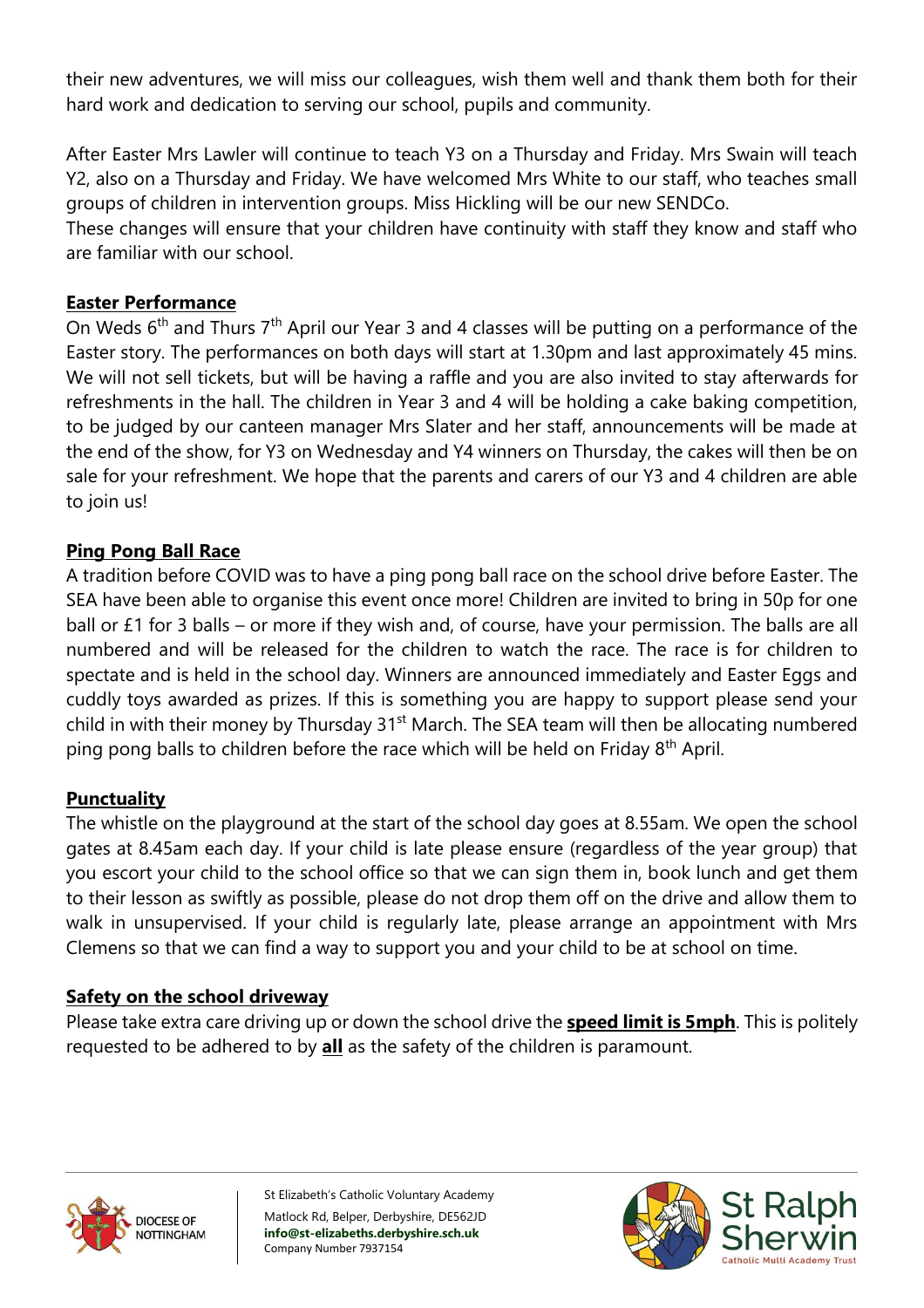their new adventures, we will miss our colleagues, wish them well and thank them both for their hard work and dedication to serving our school, pupils and community.

After Easter Mrs Lawler will continue to teach Y3 on a Thursday and Friday. Mrs Swain will teach Y2, also on a Thursday and Friday. We have welcomed Mrs White to our staff, who teaches small groups of children in intervention groups. Miss Hickling will be our new SENDCo.
These changes will ensure that your children have continuity with staff they know and staff who are familiar with our school.

**Easter Performance**

On Weds 6th and Thurs 7th April our Year 3 and 4 classes will be putting on a performance of the Easter story. The performances on both days will start at 1.30pm and last approximately 45 mins. We will not sell tickets, but will be having a raffle and you are also invited to stay afterwards for refreshments in the hall. The children in Year 3 and 4 will be holding a cake baking competition, to be judged by our canteen manager Mrs Slater and her staff, announcements will be made at the end of the show, for Y3 on Wednesday and Y4 winners on Thursday, the cakes will then be on sale for your refreshment. We hope that the parents and carers of our Y3 and 4 children are able to join us!

**Ping Pong Ball Race**

A tradition before COVID was to have a ping pong ball race on the school drive before Easter. The SEA have been able to organise this event once more! Children are invited to bring in 50p for one ball or £1 for 3 balls – or more if they wish and, of course, have your permission. The balls are all numbered and will be released for the children to watch the race. The race is for children to spectate and is held in the school day. Winners are announced immediately and Easter Eggs and cuddly toys awarded as prizes. If this is something you are happy to support please send your child in with their money by Thursday 31st March. The SEA team will then be allocating numbered ping pong balls to children before the race which will be held on Friday 8th April.

**Punctuality**

The whistle on the playground at the start of the school day goes at 8.55am. We open the school gates at 8.45am each day. If your child is late please ensure (regardless of the year group) that you escort your child to the school office so that we can sign them in, book lunch and get them to their lesson as swiftly as possible, please do not drop them off on the drive and allow them to walk in unsupervised. If your child is regularly late, please arrange an appointment with Mrs Clemens so that we can find a way to support you and your child to be at school on time.

**Safety on the school driveway**

Please take extra care driving up or down the school drive the **speed limit is 5mph**. This is politely requested to be adhered to by **all** as the safety of the children is paramount.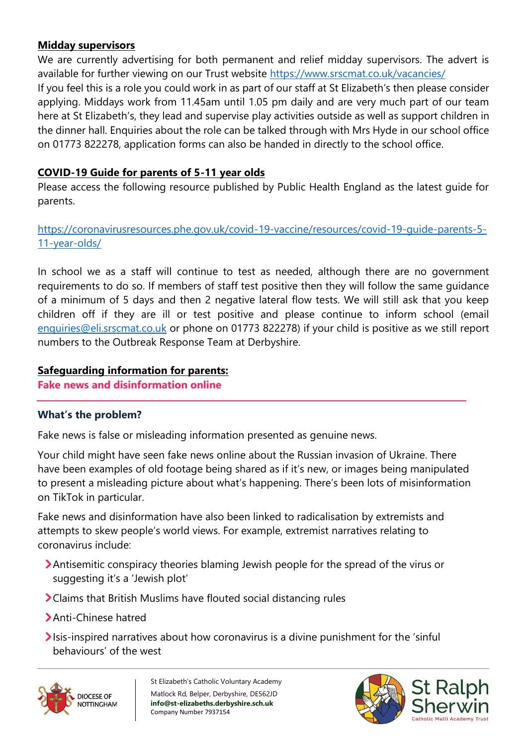**Midday supervisors**

We are currently advertising for both permanent and relief midday supervisors. The advert is available for further viewing on our Trust website https://www.srscmat.co.uk/vacancies/

If you feel this is a role you could work in as part of our staff at St Elizabeth's then please consider applying. Middays work from 11.45am until 1.05 pm daily and are very much part of our team here at St Elizabeth's, they lead and supervise play activities outside as well as support children in the dinner hall. Enquiries about the role can be talked through with Mrs Hyde in our school office on 01773 822278, application forms can also be handed in directly to the school office.

**COVID-19 Guide for parents of 5-11 year olds**

Please access the following resource published by Public Health England as the latest guide for parents.

https://coronavirusresources.phe.gov.uk/covid-19-vaccine/resources/covid-19-guide-parents-5-11-year-olds/

In school we as a staff will continue to test as needed, although there are no government requirements to do so. If members of staff test positive then they will follow the same guidance of a minimum of 5 days and then 2 negative lateral flow tests. We will still ask that you keep children off if they are ill or test positive and please continue to inform school (email enquiries@eli.srscmat.co.uk or phone on 01773 822278) if your child is positive as we still report numbers to the Outbreak Response Team at Derbyshire.

**Safeguarding information for parents:**

**Fake news and disinformation online**

### What's the problem?

Fake news is false or misleading information presented as genuine news.

Your child might have seen fake news online about the Russian invasion of Ukraine. There have been examples of old footage being shared as if it's new, or images being manipulated to present a misleading picture about what's happening. There's been lots of misinformation on TikTok in particular.

Fake news and disinformation have also been linked to radicalisation by extremists and attempts to skew people's world views. For example, extremist narratives relating to coronavirus include:

- Antisemitic conspiracy theories blaming Jewish people for the spread of the virus or suggesting it's a 'Jewish plot'
- Claims that British Muslims have flouted social distancing rules
- Anti-Chinese hatred
- Isis-inspired narratives about how coronavirus is a divine punishment for the 'sinful behaviours' of the west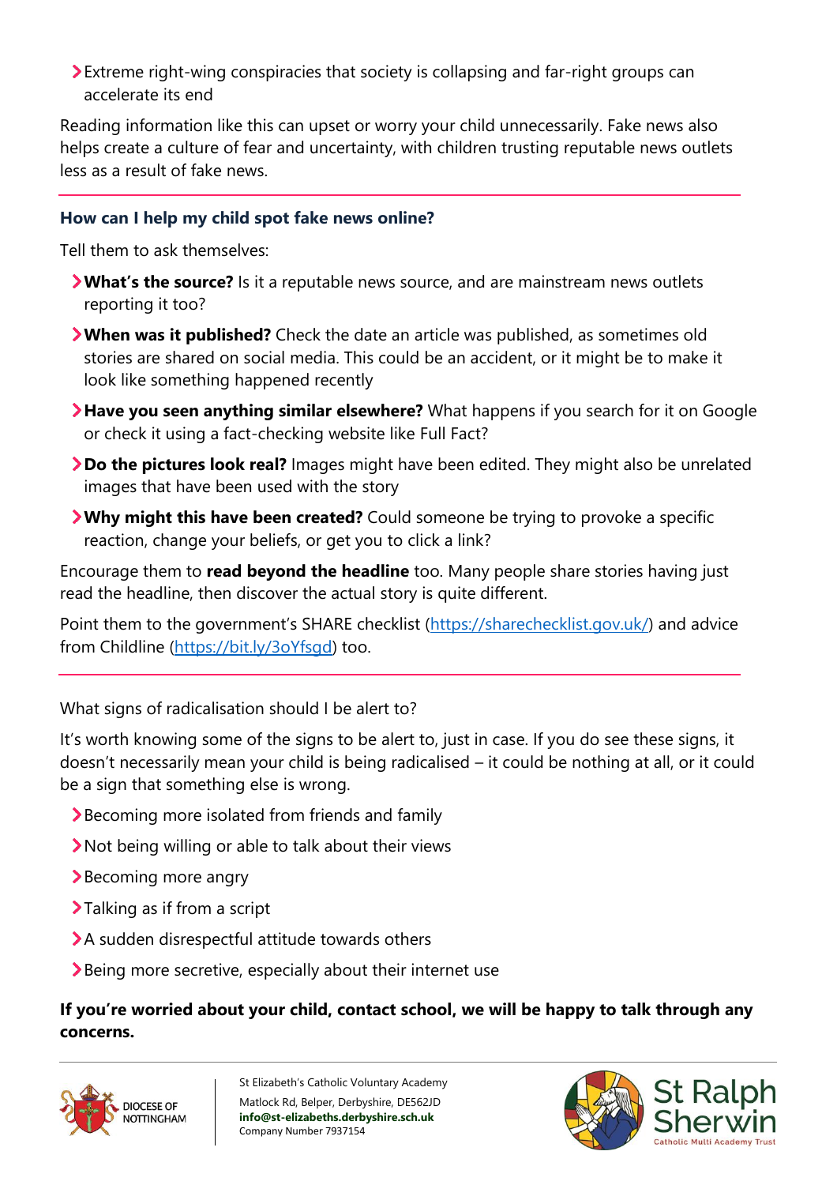- Extreme right-wing conspiracies that society is collapsing and far-right groups can accelerate its end

Reading information like this can upset or worry your child unnecessarily. Fake news also helps create a culture of fear and uncertainty, with children trusting reputable news outlets less as a result of fake news.

### How can I help my child spot fake news online?

Tell them to ask themselves:

- **What's the source?** Is it a reputable news source, and are mainstream news outlets reporting it too?
- **When was it published?** Check the date an article was published, as sometimes old stories are shared on social media. This could be an accident, or it might be to make it look like something happened recently
- **Have you seen anything similar elsewhere?** What happens if you search for it on Google or check it using a fact-checking website like Full Fact?
- **Do the pictures look real?** Images might have been edited. They might also be unrelated images that have been used with the story
- **Why might this have been created?** Could someone be trying to provoke a specific reaction, change your beliefs, or get you to click a link?

Encourage them to **read beyond the headline** too. Many people share stories having just read the headline, then discover the actual story is quite different.

Point them to the government's SHARE checklist (https://sharechecklist.gov.uk/) and advice from Childline (https://bit.ly/3oYfsgd) too.

What signs of radicalisation should I be alert to?

It's worth knowing some of the signs to be alert to, just in case. If you do see these signs, it doesn't necessarily mean your child is being radicalised – it could be nothing at all, or it could be a sign that something else is wrong.

- Becoming more isolated from friends and family
- Not being willing or able to talk about their views
- Becoming more angry
- Talking as if from a script
- A sudden disrespectful attitude towards others
- Being more secretive, especially about their internet use

**If you're worried about your child, contact school, we will be happy to talk through any concerns.**

DIOCESE OF NOTTINGHAM

St Elizabeth's Catholic Voluntary Academy
Matlock Rd, Belper, Derbyshire, DE562JD
**info@st-elizabeths.derbyshire.sch.uk**
Company Number 7937154

St Ralph Sherwin Catholic Multi Academy Trust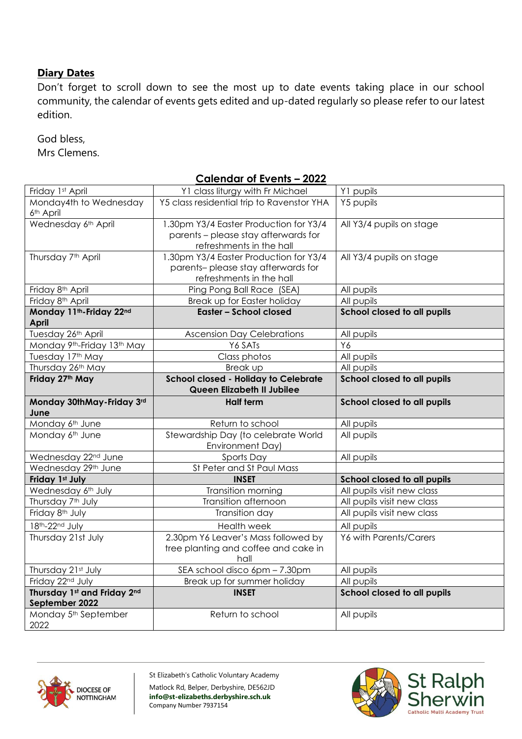## Diary Dates

Don't forget to scroll down to see the most up to date events taking place in our school community, the calendar of events gets edited and up-dated regularly so please refer to our latest edition.

God bless,
Mrs Clemens.

### Calendar of Events – 2022

| | | |
|---|---|---|
| Friday 1st April | Y1 class liturgy with Fr Michael | Y1 pupils |
| Monday4th to Wednesday 6th April | Y5 class residential trip to Ravenstor YHA | Y5 pupils |
| Wednesday 6th April | 1.30pm Y3/4 Easter Production for Y3/4 parents – please stay afterwards for refreshments in the hall | All Y3/4 pupils on stage |
| Thursday 7th April | 1.30pm Y3/4 Easter Production for Y3/4 parents– please stay afterwards for refreshments in the hall | All Y3/4 pupils on stage |
| Friday 8th April | Ping Pong Ball Race (SEA) | All pupils |
| Friday 8th April | Break up for Easter holiday | All pupils |
| **Monday 11th-Friday 22nd April** | **Easter – School closed** | **School closed to all pupils** |
| Tuesday 26th April | Ascension Day Celebrations | All pupils |
| Monday 9th-Friday 13th May | Y6 SATs | Y6 |
| Tuesday 17th May | Class photos | All pupils |
| Thursday 26th May | Break up | All pupils |
| **Friday 27th May** | **School closed - Holiday to Celebrate Queen Elizabeth II Jubilee** | **School closed to all pupils** |
| **Monday 30thMay-Friday 3rd June** | **Half term** | **School closed to all pupils** |
| Monday 6th June | Return to school | All pupils |
| Monday 6th June | Stewardship Day (to celebrate World Environment Day) | All pupils |
| Wednesday 22nd June | Sports Day | All pupils |
| Wednesday 29th June | St Peter and St Paul Mass | |
| **Friday 1st July** | **INSET** | **School closed to all pupils** |
| Wednesday 6th July | Transition morning | All pupils visit new class |
| Thursday 7th July | Transition afternoon | All pupils visit new class |
| Friday 8th July | Transition day | All pupils visit new class |
| 18th-22nd July | Health week | All pupils |
| Thursday 21st July | 2.30pm Y6 Leaver's Mass followed by tree planting and coffee and cake in hall | Y6 with Parents/Carers |
| Thursday 21st July | SEA school disco 6pm – 7.30pm | All pupils |
| Friday 22nd July | Break up for summer holiday | All pupils |
| **Thursday 1st and Friday 2nd September 2022** | **INSET** | **School closed to all pupils** |
| Monday 5th September 2022 | Return to school | All pupils |

DIOCESE OF NOTTINGHAM

St Elizabeth's Catholic Voluntary Academy
Matlock Rd, Belper, Derbyshire, DE562JD
**info@st-elizabeths.derbyshire.sch.uk**
Company Number 7937154

St Ralph Sherwin Catholic Multi Academy Trust